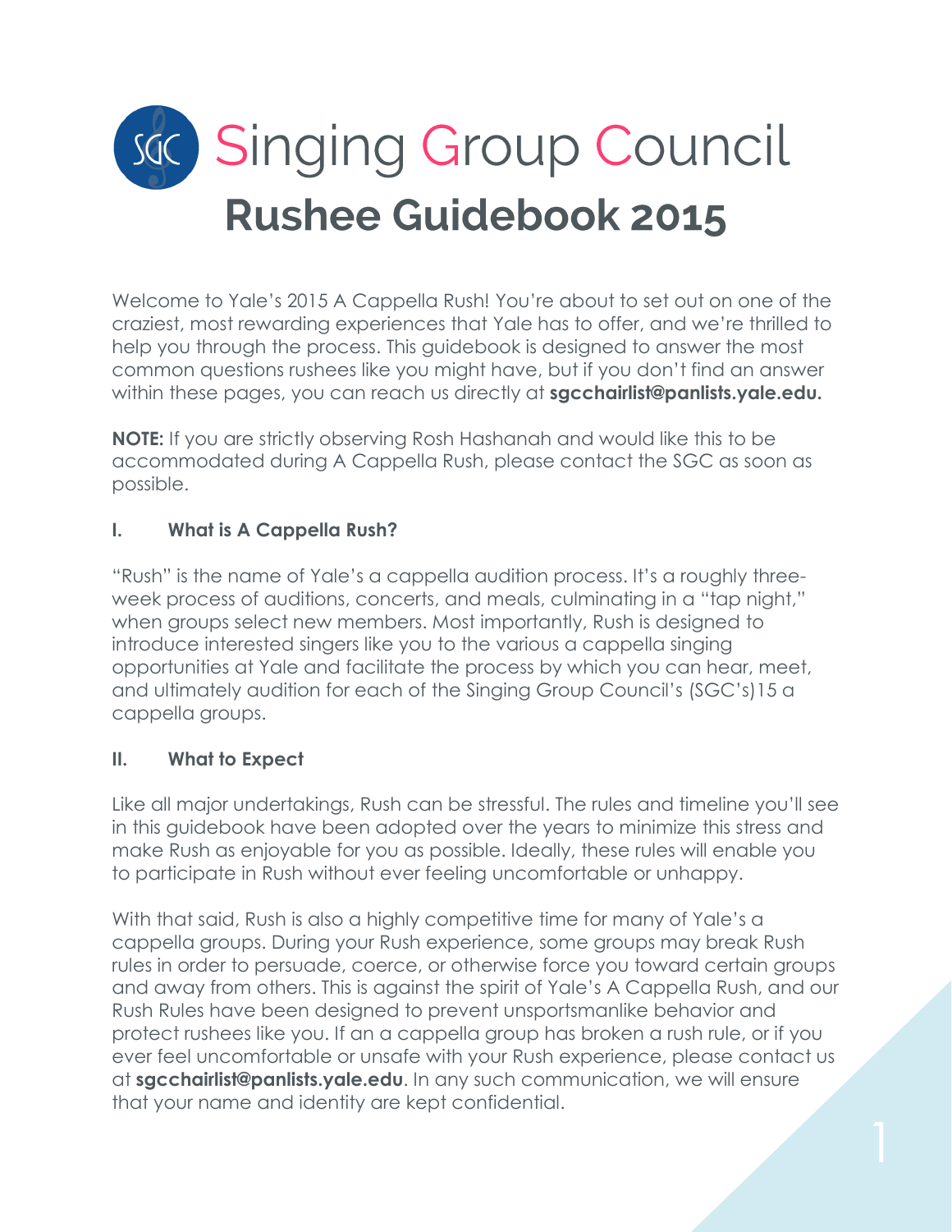# Singing Group Council

## Rushee Guidebook 2015

Welcome to Yale's 2015 A Cappella Rush! You're about to set out on one of the craziest, most rewarding experiences that Yale has to offer, and we're thrilled to help you through the process. This guidebook is designed to answer the most common questions rushees like you might have, but if you don't find an answer within these pages, you can reach us directly at **sgcchairlist@panlists.yale.edu.**

**NOTE:** If you are strictly observing Rosh Hashanah and would like this to be accommodated during A Cappella Rush, please contact the SGC as soon as possible.

### I. What is A Cappella Rush?

"Rush" is the name of Yale's a cappella audition process. It's a roughly three-week process of auditions, concerts, and meals, culminating in a "tap night," when groups select new members. Most importantly, Rush is designed to introduce interested singers like you to the various a cappella singing opportunities at Yale and facilitate the process by which you can hear, meet, and ultimately audition for each of the Singing Group Council's (SGC's)15 a cappella groups.

### II. What to Expect

Like all major undertakings, Rush can be stressful. The rules and timeline you'll see in this guidebook have been adopted over the years to minimize this stress and make Rush as enjoyable for you as possible. Ideally, these rules will enable you to participate in Rush without ever feeling uncomfortable or unhappy.

With that said, Rush is also a highly competitive time for many of Yale's a cappella groups. During your Rush experience, some groups may break Rush rules in order to persuade, coerce, or otherwise force you toward certain groups and away from others. This is against the spirit of Yale's A Cappella Rush, and our Rush Rules have been designed to prevent unsportsmanlike behavior and protect rushees like you. If an a cappella group has broken a rush rule, or if you ever feel uncomfortable or unsafe with your Rush experience, please contact us at **sgcchairlist@panlists.yale.edu**. In any such communication, we will ensure that your name and identity are kept confidential.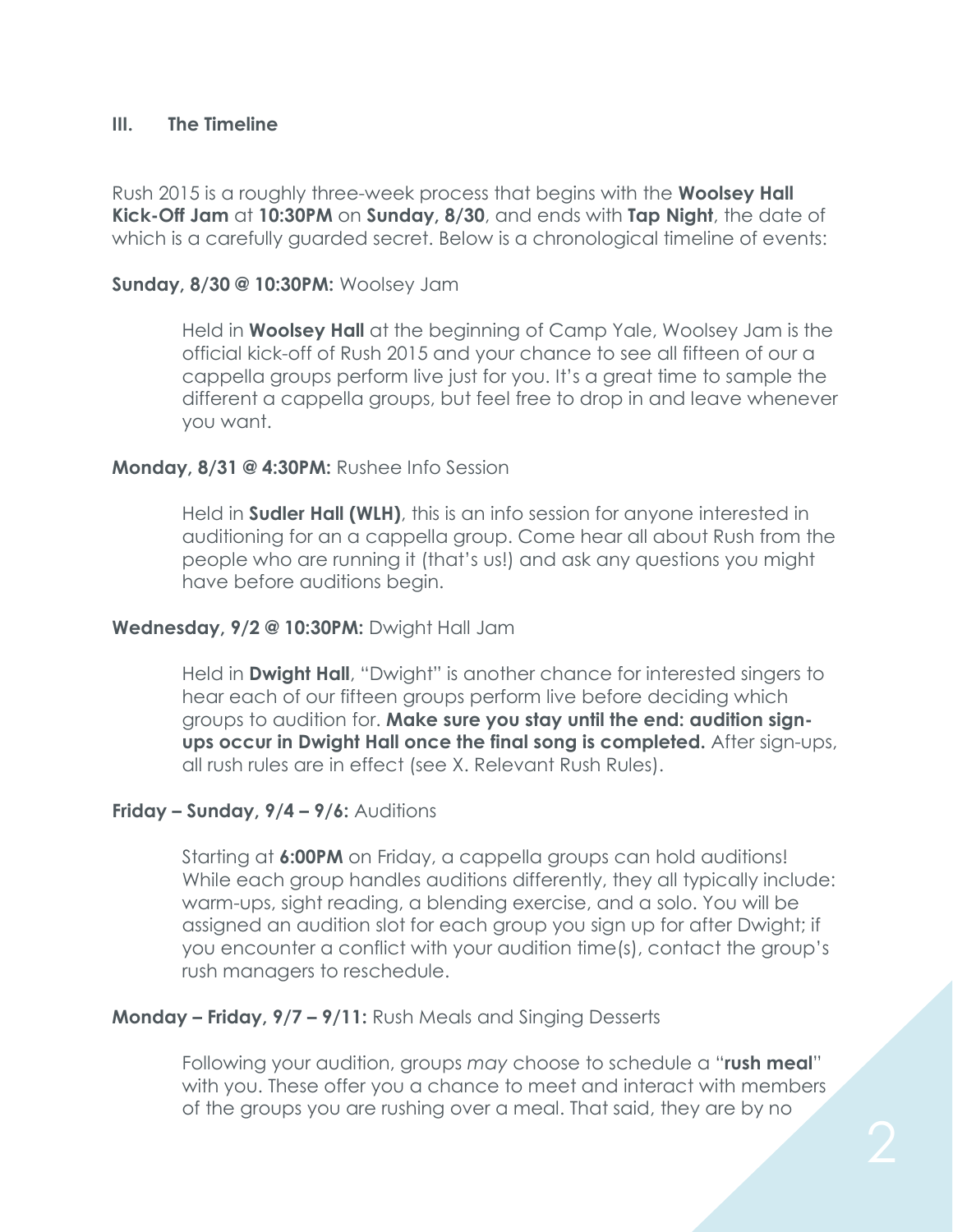## III. The Timeline

Rush 2015 is a roughly three-week process that begins with the **Woolsey Hall Kick-Off Jam** at **10:30PM** on **Sunday, 8/30**, and ends with **Tap Night**, the date of which is a carefully guarded secret. Below is a chronological timeline of events:

**Sunday, 8/30 @ 10:30PM:** Woolsey Jam

> Held in **Woolsey Hall** at the beginning of Camp Yale, Woolsey Jam is the official kick-off of Rush 2015 and your chance to see all fifteen of our a cappella groups perform live just for you. It's a great time to sample the different a cappella groups, but feel free to drop in and leave whenever you want.

**Monday, 8/31 @ 4:30PM:** Rushee Info Session

> Held in **Sudler Hall (WLH)**, this is an info session for anyone interested in auditioning for an a cappella group. Come hear all about Rush from the people who are running it (that's us!) and ask any questions you might have before auditions begin.

**Wednesday, 9/2 @ 10:30PM:** Dwight Hall Jam

> Held in **Dwight Hall**, "Dwight" is another chance for interested singers to hear each of our fifteen groups perform live before deciding which groups to audition for. **Make sure you stay until the end: audition sign-ups occur in Dwight Hall once the final song is completed.** After sign-ups, all rush rules are in effect (see X. Relevant Rush Rules).

**Friday – Sunday, 9/4 – 9/6:** Auditions

> Starting at **6:00PM** on Friday, a cappella groups can hold auditions! While each group handles auditions differently, they all typically include: warm-ups, sight reading, a blending exercise, and a solo. You will be assigned an audition slot for each group you sign up for after Dwight; if you encounter a conflict with your audition time(s), contact the group's rush managers to reschedule.

**Monday – Friday, 9/7 – 9/11:** Rush Meals and Singing Desserts

> Following your audition, groups *may* choose to schedule a "**rush meal**" with you. These offer you a chance to meet and interact with members of the groups you are rushing over a meal. That said, they are by no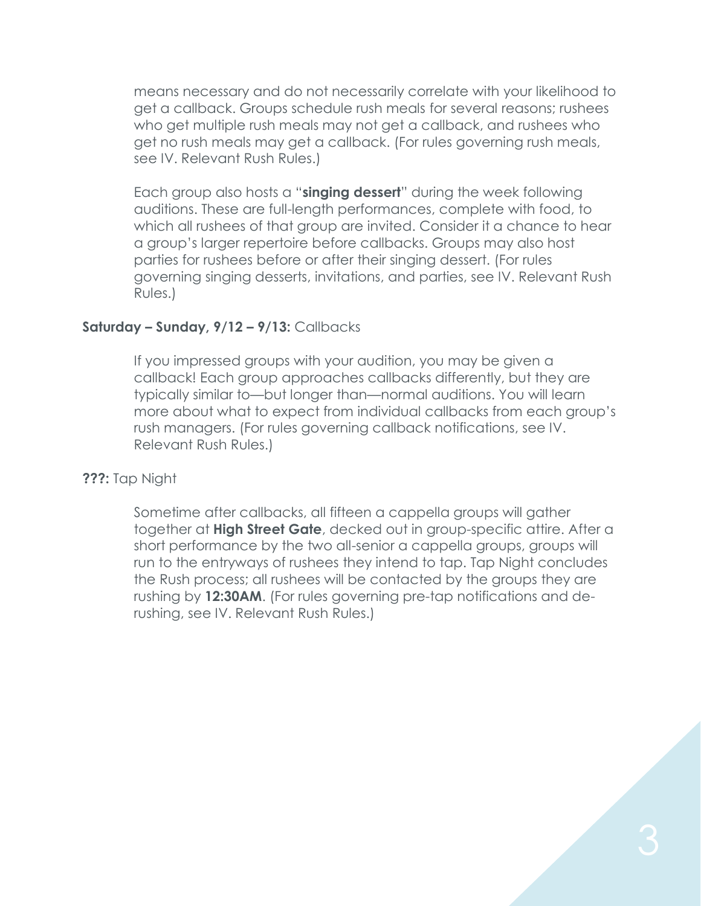means necessary and do not necessarily correlate with your likelihood to get a callback. Groups schedule rush meals for several reasons; rushees who get multiple rush meals may not get a callback, and rushees who get no rush meals may get a callback. (For rules governing rush meals, see IV. Relevant Rush Rules.)

Each group also hosts a "**singing dessert**" during the week following auditions. These are full-length performances, complete with food, to which all rushees of that group are invited. Consider it a chance to hear a group's larger repertoire before callbacks. Groups may also host parties for rushees before or after their singing dessert. (For rules governing singing desserts, invitations, and parties, see IV. Relevant Rush Rules.)

**Saturday – Sunday, 9/12 – 9/13:** Callbacks

If you impressed groups with your audition, you may be given a callback! Each group approaches callbacks differently, but they are typically similar to—but longer than—normal auditions. You will learn more about what to expect from individual callbacks from each group's rush managers. (For rules governing callback notifications, see IV. Relevant Rush Rules.)

**???:** Tap Night

Sometime after callbacks, all fifteen a cappella groups will gather together at **High Street Gate**, decked out in group-specific attire. After a short performance by the two all-senior a cappella groups, groups will run to the entryways of rushees they intend to tap. Tap Night concludes the Rush process; all rushees will be contacted by the groups they are rushing by **12:30AM**. (For rules governing pre-tap notifications and de-rushing, see IV. Relevant Rush Rules.)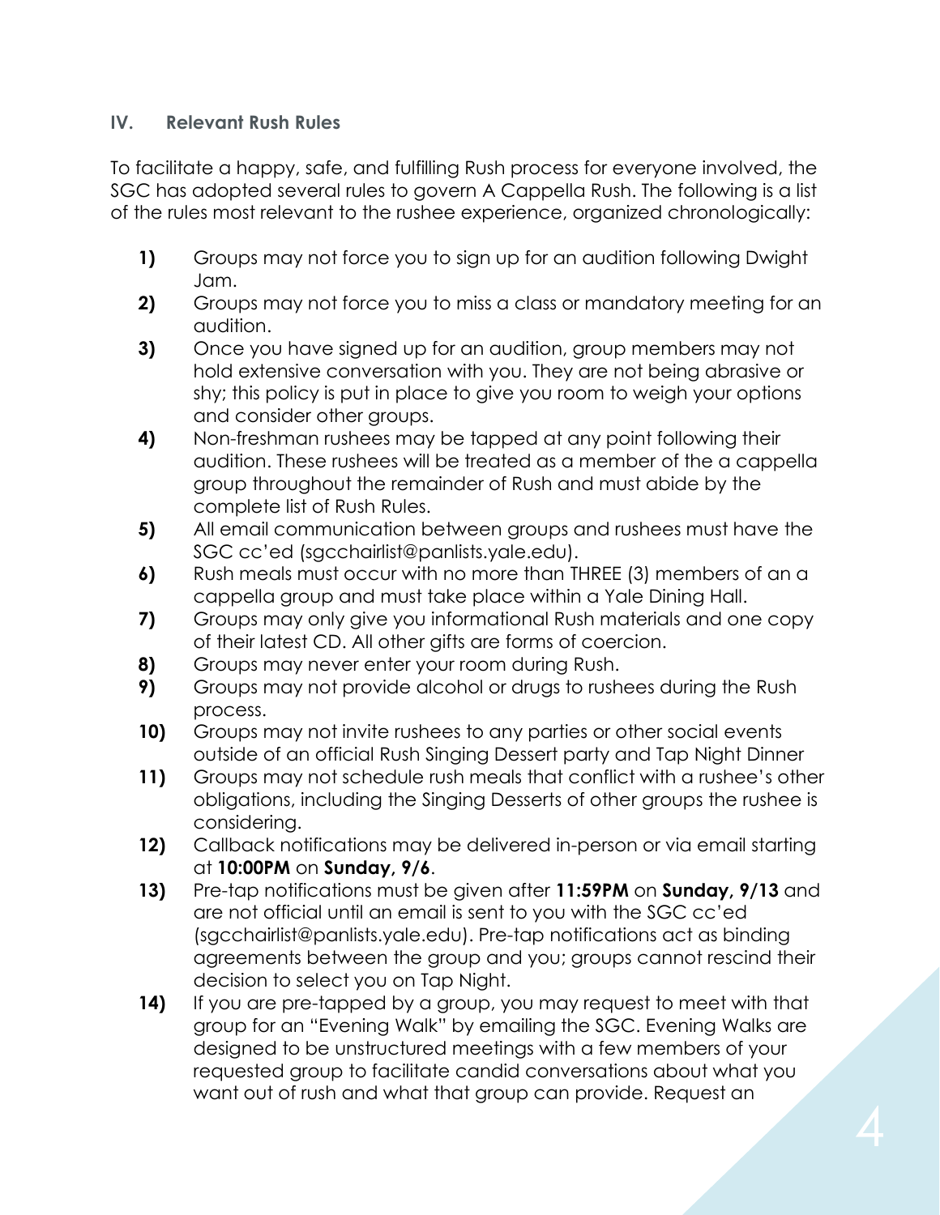## IV. Relevant Rush Rules

To facilitate a happy, safe, and fulfilling Rush process for everyone involved, the SGC has adopted several rules to govern A Cappella Rush. The following is a list of the rules most relevant to the rushee experience, organized chronologically:

1) Groups may not force you to sign up for an audition following Dwight Jam.
2) Groups may not force you to miss a class or mandatory meeting for an audition.
3) Once you have signed up for an audition, group members may not hold extensive conversation with you. They are not being abrasive or shy; this policy is put in place to give you room to weigh your options and consider other groups.
4) Non-freshman rushees may be tapped at any point following their audition. These rushees will be treated as a member of the a cappella group throughout the remainder of Rush and must abide by the complete list of Rush Rules.
5) All email communication between groups and rushees must have the SGC cc'ed (sgcchairlist@panlists.yale.edu).
6) Rush meals must occur with no more than THREE (3) members of an a cappella group and must take place within a Yale Dining Hall.
7) Groups may only give you informational Rush materials and one copy of their latest CD. All other gifts are forms of coercion.
8) Groups may never enter your room during Rush.
9) Groups may not provide alcohol or drugs to rushees during the Rush process.
10) Groups may not invite rushees to any parties or other social events outside of an official Rush Singing Dessert party and Tap Night Dinner
11) Groups may not schedule rush meals that conflict with a rushee's other obligations, including the Singing Desserts of other groups the rushee is considering.
12) Callback notifications may be delivered in-person or via email starting at **10:00PM** on **Sunday, 9/6**.
13) Pre-tap notifications must be given after **11:59PM** on **Sunday, 9/13** and are not official until an email is sent to you with the SGC cc'ed (sgcchairlist@panlists.yale.edu). Pre-tap notifications act as binding agreements between the group and you; groups cannot rescind their decision to select you on Tap Night.
14) If you are pre-tapped by a group, you may request to meet with that group for an "Evening Walk" by emailing the SGC. Evening Walks are designed to be unstructured meetings with a few members of your requested group to facilitate candid conversations about what you want out of rush and what that group can provide. Request an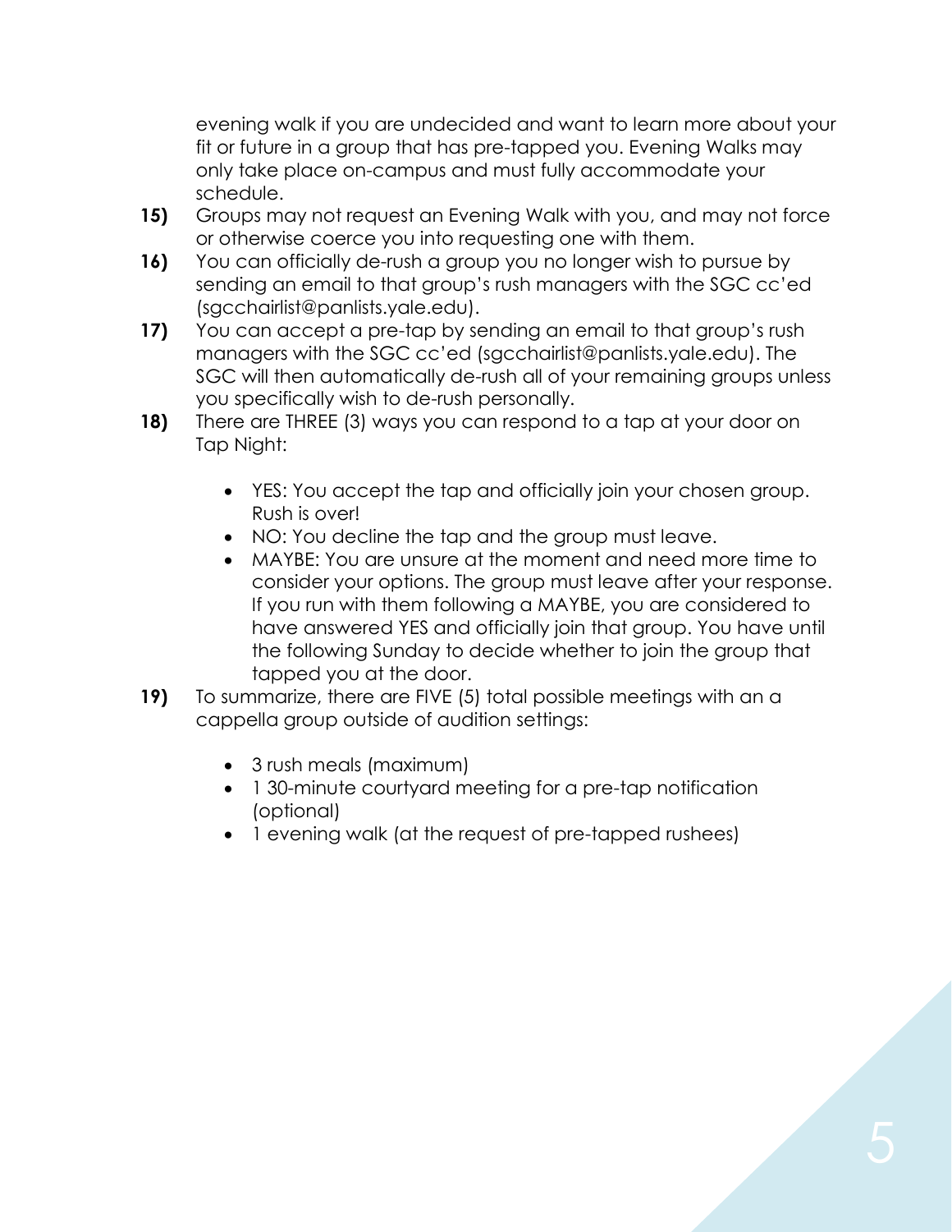evening walk if you are undecided and want to learn more about your fit or future in a group that has pre-tapped you. Evening Walks may only take place on-campus and must fully accommodate your schedule.

**15)** Groups may not request an Evening Walk with you, and may not force or otherwise coerce you into requesting one with them.

**16)** You can officially de-rush a group you no longer wish to pursue by sending an email to that group's rush managers with the SGC cc'ed (sgcchairlist@panlists.yale.edu).

**17)** You can accept a pre-tap by sending an email to that group's rush managers with the SGC cc'ed (sgcchairlist@panlists.yale.edu). The SGC will then automatically de-rush all of your remaining groups unless you specifically wish to de-rush personally.

**18)** There are THREE (3) ways you can respond to a tap at your door on Tap Night:

- YES: You accept the tap and officially join your chosen group. Rush is over!
- NO: You decline the tap and the group must leave.
- MAYBE: You are unsure at the moment and need more time to consider your options. The group must leave after your response. If you run with them following a MAYBE, you are considered to have answered YES and officially join that group. You have until the following Sunday to decide whether to join the group that tapped you at the door.

**19)** To summarize, there are FIVE (5) total possible meetings with an a cappella group outside of audition settings:

- 3 rush meals (maximum)
- 1 30-minute courtyard meeting for a pre-tap notification (optional)
- 1 evening walk (at the request of pre-tapped rushees)